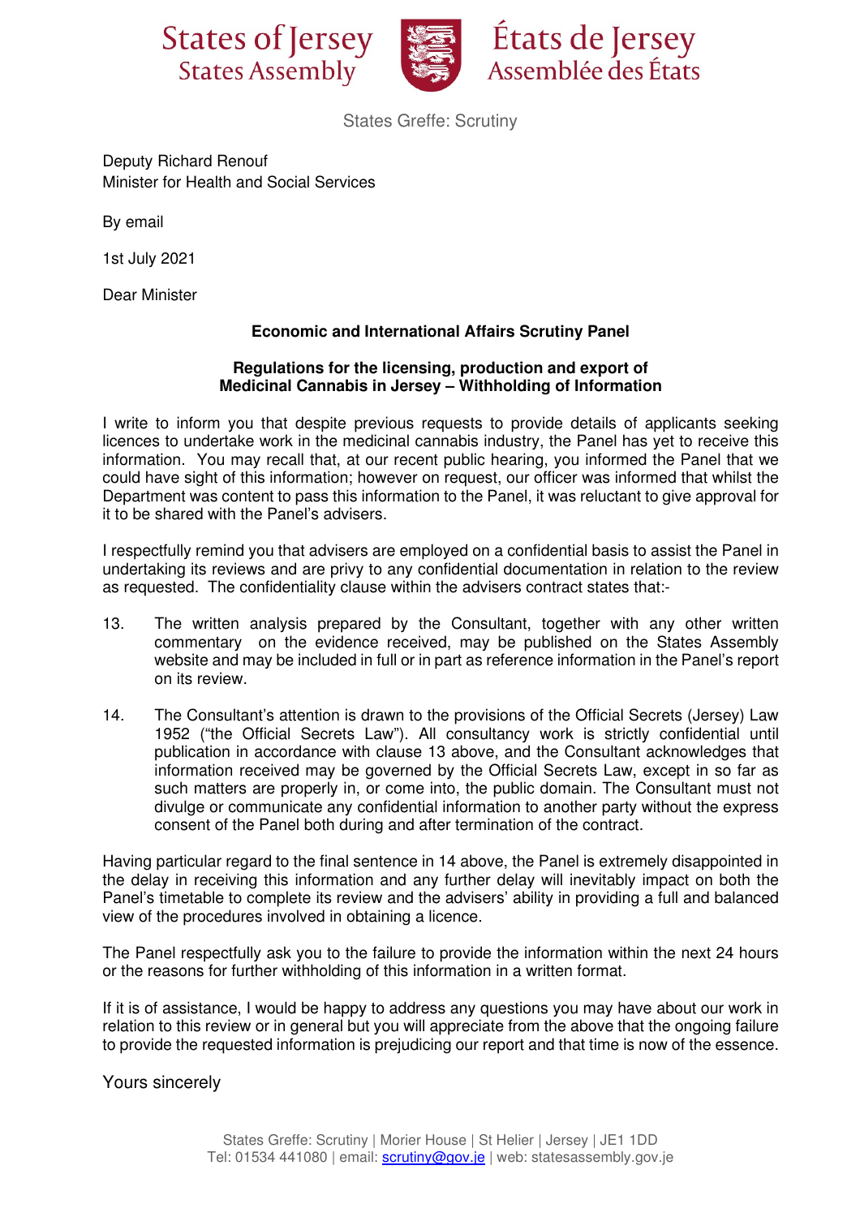States of Jersey
States Assembly

États de Jersey
Assemblée des États

States Greffe: Scrutiny

Deputy Richard Renouf
Minister for Health and Social Services

By email

1st July 2021

Dear Minister

**Economic and International Affairs Scrutiny Panel**

**Regulations for the licensing, production and export of Medicinal Cannabis in Jersey – Withholding of Information**

I write to inform you that despite previous requests to provide details of applicants seeking licences to undertake work in the medicinal cannabis industry, the Panel has yet to receive this information. You may recall that, at our recent public hearing, you informed the Panel that we could have sight of this information; however on request, our officer was informed that whilst the Department was content to pass this information to the Panel, it was reluctant to give approval for it to be shared with the Panel's advisers.

I respectfully remind you that advisers are employed on a confidential basis to assist the Panel in undertaking its reviews and are privy to any confidential documentation in relation to the review as requested. The confidentiality clause within the advisers contract states that:-

13. The written analysis prepared by the Consultant, together with any other written commentary on the evidence received, may be published on the States Assembly website and may be included in full or in part as reference information in the Panel's report on its review.

14. The Consultant's attention is drawn to the provisions of the Official Secrets (Jersey) Law 1952 ("the Official Secrets Law"). All consultancy work is strictly confidential until publication in accordance with clause 13 above, and the Consultant acknowledges that information received may be governed by the Official Secrets Law, except in so far as such matters are properly in, or come into, the public domain. The Consultant must not divulge or communicate any confidential information to another party without the express consent of the Panel both during and after termination of the contract.

Having particular regard to the final sentence in 14 above, the Panel is extremely disappointed in the delay in receiving this information and any further delay will inevitably impact on both the Panel's timetable to complete its review and the advisers' ability in providing a full and balanced view of the procedures involved in obtaining a licence.

The Panel respectfully ask you to the failure to provide the information within the next 24 hours or the reasons for further withholding of this information in a written format.

If it is of assistance, I would be happy to address any questions you may have about our work in relation to this review or in general but you will appreciate from the above that the ongoing failure to provide the requested information is prejudicing our report and that time is now of the essence.

Yours sincerely

States Greffe: Scrutiny | Morier House | St Helier | Jersey | JE1 1DD
Tel: 01534 441080 | email: scrutiny@gov.je | web: statesassembly.gov.je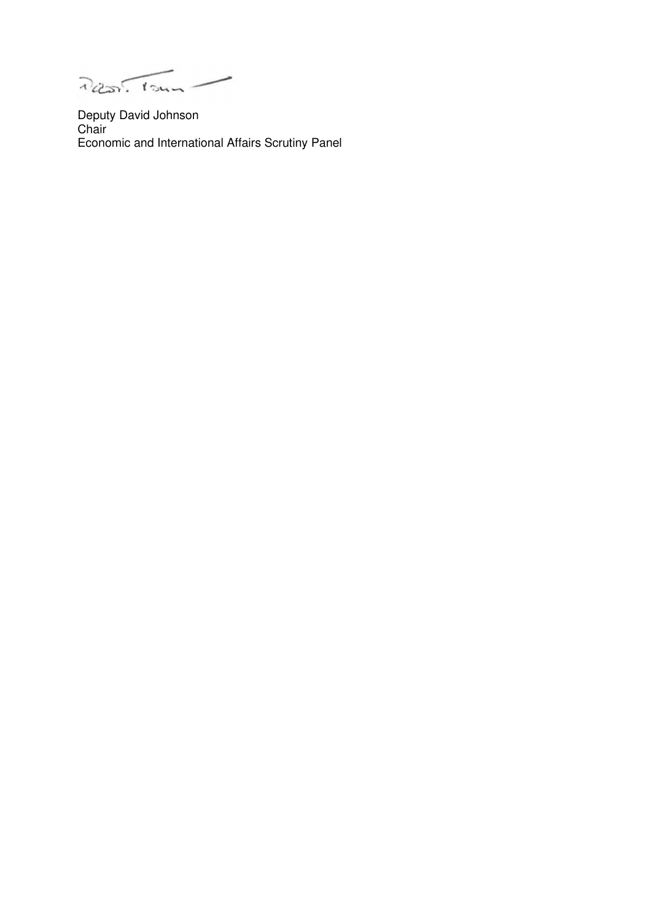Deputy David Johnson
Chair
Economic and International Affairs Scrutiny Panel